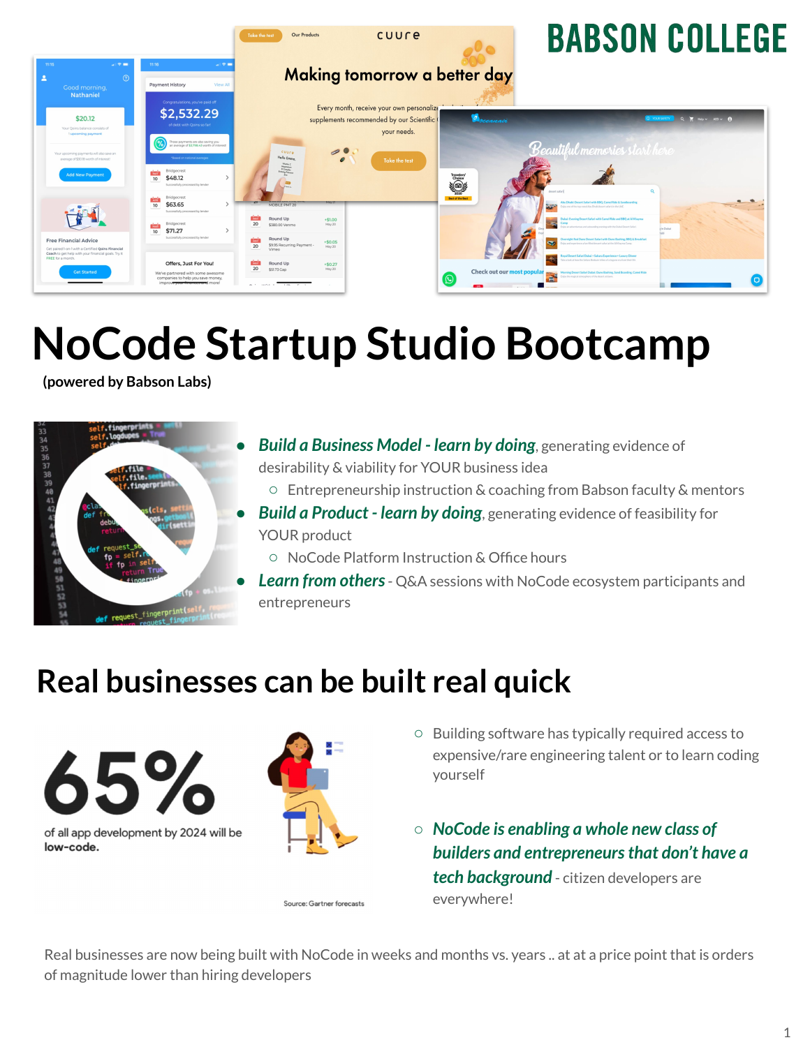BABSON COLLEGE

# NoCode Startup Studio Bootcamp

**(powered by Babson Labs)**

- ***Build a Business Model - learn by doing***, generating evidence of desirability & viability for YOUR business idea
  - Entrepreneurship instruction & coaching from Babson faculty & mentors
- ***Build a Product - learn by doing***, generating evidence of feasibility for YOUR product
  - NoCode Platform Instruction & Office hours
- ***Learn from others*** - Q&A sessions with NoCode ecosystem participants and entrepreneurs

## Real businesses can be built real quick

65%

of all app development by 2024 will be **low-code.**

Source: Gartner forecasts

- Building software has typically required access to expensive/rare engineering talent or to learn coding yourself
- ***NoCode is enabling a whole new class of builders and entrepreneurs that don't have a tech background*** - citizen developers are everywhere!

Real businesses are now being built with NoCode in weeks and months vs. years .. at at a price point that is orders of magnitude lower than hiring developers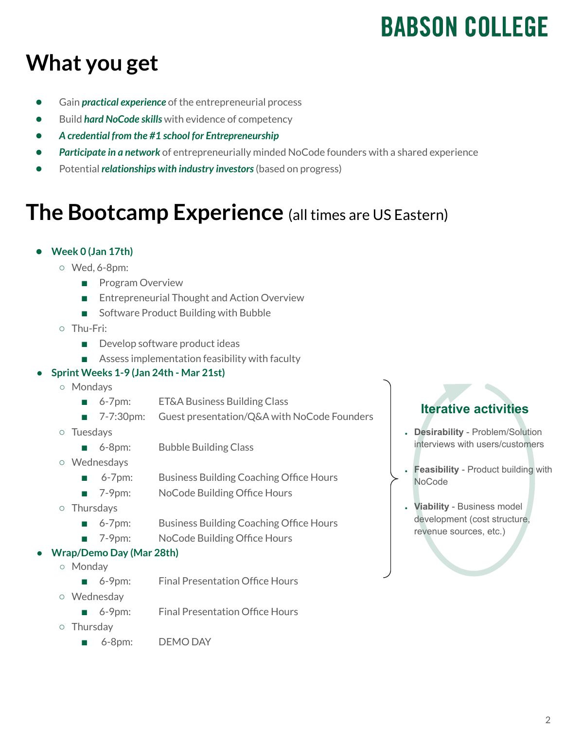# What you get

- Gain ***practical experience*** of the entrepreneurial process
- Build ***hard NoCode skills*** with evidence of competency
- ***A credential from the #1 school for Entrepreneurship***
- ***Participate in a network*** of entrepreneurially minded NoCode founders with a shared experience
- Potential ***relationships with industry investors*** (based on progress)

# The Bootcamp Experience (all times are US Eastern)

- **Week 0 (Jan 17th)**
  - Wed, 6-8pm:
    - Program Overview
    - Entrepreneurial Thought and Action Overview
    - Software Product Building with Bubble
  - Thu-Fri:
    - Develop software product ideas
    - Assess implementation feasibility with faculty
- **Sprint Weeks 1-9 (Jan 24th - Mar 21st)**
  - Mondays
    - 6-7pm: ET&A Business Building Class
    - 7-7:30pm: Guest presentation/Q&A with NoCode Founders
  - Tuesdays
    - 6-8pm: Bubble Building Class
  - Wednesdays
    - 6-7pm: Business Building Coaching Office Hours
    - 7-9pm: NoCode Building Office Hours
  - Thursdays
    - 6-7pm: Business Building Coaching Office Hours
    - 7-9pm: NoCode Building Office Hours
- **Wrap/Demo Day (Mar 28th)**
  - Monday
    - 6-9pm: Final Presentation Office Hours
  - Wednesday
    - 6-9pm: Final Presentation Office Hours
  - Thursday
    - 6-8pm: DEMO DAY

**Iterative activities**

- **Desirability** - Problem/Solution interviews with users/customers
- **Feasibility** - Product building with NoCode
- **Viability** - Business model development (cost structure, revenue sources, etc.)